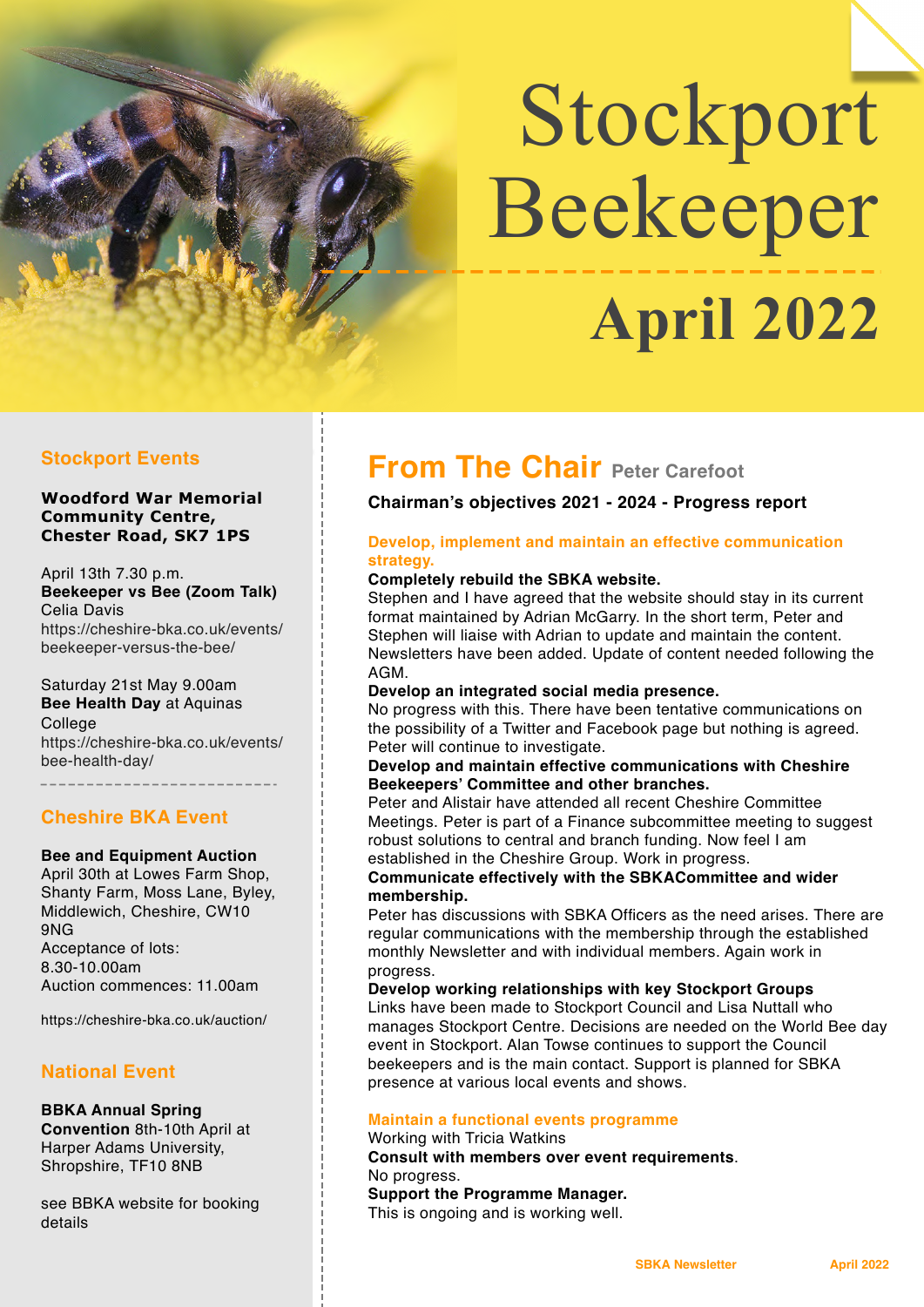# Stockport Beekeeper

# April 2022

## Stockport Events

**Woodford War Memorial Community Centre, Chester Road, SK7 1PS**

April 13th 7.30 p.m.
**Beekeeper vs Bee (Zoom Talk)**
Celia Davis
https://cheshire-bka.co.uk/events/beekeeper-versus-the-bee/

Saturday 21st May 9.00am
**Bee Health Day** at Aquinas College
https://cheshire-bka.co.uk/events/bee-health-day/

## Cheshire BKA Event

**Bee and Equipment Auction**
April 30th at Lowes Farm Shop, Shanty Farm, Moss Lane, Byley, Middlewich, Cheshire, CW10 9NG
Acceptance of lots: 8.30-10.00am
Auction commences: 11.00am

https://cheshire-bka.co.uk/auction/

## National Event

**BBKA Annual Spring Convention** 8th-10th April at Harper Adams University, Shropshire, TF10 8NB

see BBKA website for booking details

## From The Chair Peter Carefoot

**Chairman's objectives 2021 - 2024 - Progress report**

### Develop, implement and maintain an effective communication strategy.

**Completely rebuild the SBKA website.**
Stephen and I have agreed that the website should stay in its current format maintained by Adrian McGarry. In the short term, Peter and Stephen will liaise with Adrian to update and maintain the content. Newsletters have been added. Update of content needed following the AGM.

**Develop an integrated social media presence.**
No progress with this. There have been tentative communications on the possibility of a Twitter and Facebook page but nothing is agreed. Peter will continue to investigate.

**Develop and maintain effective communications with Cheshire Beekeepers' Committee and other branches.**
Peter and Alistair have attended all recent Cheshire Committee Meetings. Peter is part of a Finance subcommittee meeting to suggest robust solutions to central and branch funding. Now feel I am established in the Cheshire Group. Work in progress.

**Communicate effectively with the SBKACommittee and wider membership.**
Peter has discussions with SBKA Officers as the need arises. There are regular communications with the membership through the established monthly Newsletter and with individual members. Again work in progress.

**Develop working relationships with key Stockport Groups**
Links have been made to Stockport Council and Lisa Nuttall who manages Stockport Centre. Decisions are needed on the World Bee day event in Stockport. Alan Towse continues to support the Council beekeepers and is the main contact. Support is planned for SBKA presence at various local events and shows.

### Maintain a functional events programme

Working with Tricia Watkins

**Consult with members over event requirements**.
No progress.

**Support the Programme Manager.**
This is ongoing and is working well.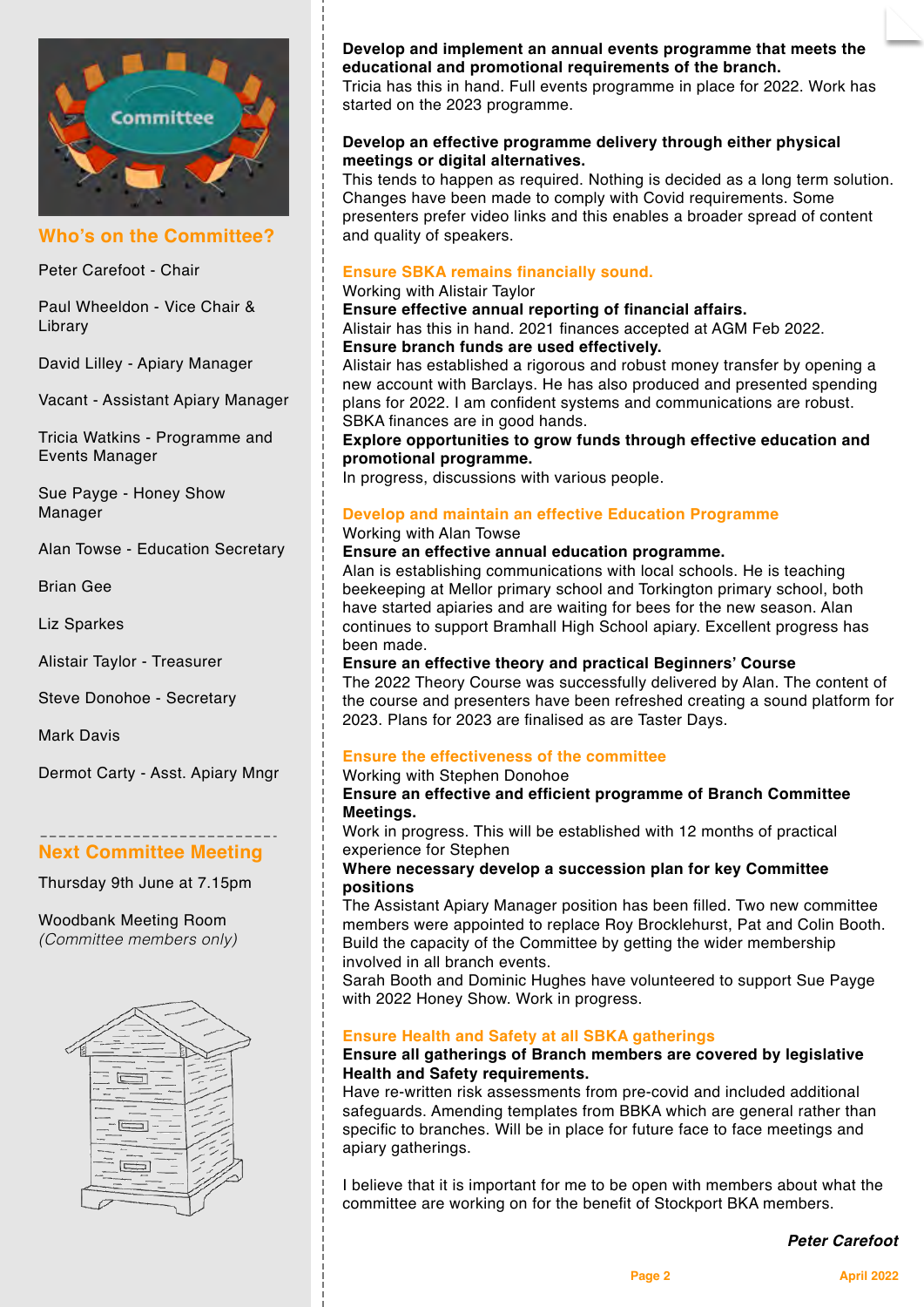## Who's on the Committee?

Peter Carefoot - Chair

Paul Wheeldon - Vice Chair & Library

David Lilley - Apiary Manager

Vacant - Assistant Apiary Manager

Tricia Watkins - Programme and Events Manager

Sue Payge - Honey Show Manager

Alan Towse - Education Secretary

Brian Gee

Liz Sparkes

Alistair Taylor - Treasurer

Steve Donohoe - Secretary

Mark Davis

Dermot Carty - Asst. Apiary Mngr

## Next Committee Meeting

Thursday 9th June at 7.15pm

Woodbank Meeting Room
*(Committee members only)*

**Develop and implement an annual events programme that meets the educational and promotional requirements of the branch.**
Tricia has this in hand. Full events programme in place for 2022. Work has started on the 2023 programme.

**Develop an effective programme delivery through either physical meetings or digital alternatives.**
This tends to happen as required. Nothing is decided as a long term solution. Changes have been made to comply with Covid requirements. Some presenters prefer video links and this enables a broader spread of content and quality of speakers.

### Ensure SBKA remains financially sound.

Working with Alistair Taylor
**Ensure effective annual reporting of financial affairs.**
Alistair has this in hand. 2021 finances accepted at AGM Feb 2022.
**Ensure branch funds are used effectively.**
Alistair has established a rigorous and robust money transfer by opening a new account with Barclays. He has also produced and presented spending plans for 2022. I am confident systems and communications are robust. SBKA finances are in good hands.
**Explore opportunities to grow funds through effective education and promotional programme.**
In progress, discussions with various people.

### Develop and maintain an effective Education Programme

Working with Alan Towse
**Ensure an effective annual education programme.**
Alan is establishing communications with local schools. He is teaching beekeeping at Mellor primary school and Torkington primary school, both have started apiaries and are waiting for bees for the new season. Alan continues to support Bramhall High School apiary. Excellent progress has been made.
**Ensure an effective theory and practical Beginners' Course**
The 2022 Theory Course was successfully delivered by Alan. The content of the course and presenters have been refreshed creating a sound platform for 2023. Plans for 2023 are finalised as are Taster Days.

### Ensure the effectiveness of the committee

Working with Stephen Donohoe
**Ensure an effective and efficient programme of Branch Committee Meetings.**
Work in progress. This will be established with 12 months of practical experience for Stephen
**Where necessary develop a succession plan for key Committee positions**
The Assistant Apiary Manager position has been filled. Two new committee members were appointed to replace Roy Brocklehurst, Pat and Colin Booth.
Build the capacity of the Committee by getting the wider membership involved in all branch events.
Sarah Booth and Dominic Hughes have volunteered to support Sue Payge with 2022 Honey Show. Work in progress.

### Ensure Health and Safety at all SBKA gatherings

**Ensure all gatherings of Branch members are covered by legislative Health and Safety requirements.**
Have re-written risk assessments from pre-covid and included additional safeguards. Amending templates from BBKA which are general rather than specific to branches. Will be in place for future face to face meetings and apiary gatherings.

I believe that it is important for me to be open with members about what the committee are working on for the benefit of Stockport BKA members.

***Peter Carefoot***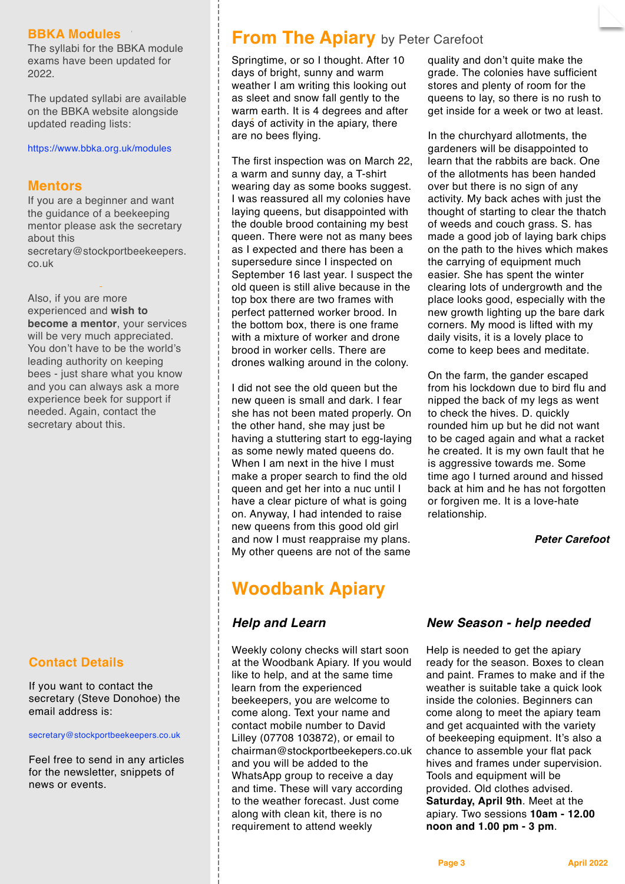## BBKA Modules

The syllabi for the BBKA module exams have been updated for 2022.

The updated syllabi are available on the BBKA website alongside updated reading lists:

https://www.bbka.org.uk/modules

## Mentors

If you are a beginner and want the guidance of a beekeeping mentor please ask the secretary about this secretary@stockportbeekeepers.co.uk

Also, if you are more experienced and **wish to become a mentor**, your services will be very much appreciated. You don't have to be the world's leading authority on keeping bees - just share what you know and you can always ask a more experience beek for support if needed. Again, contact the secretary about this.

## Contact Details

If you want to contact the secretary (Steve Donohoe) the email address is:

secretary@stockportbeekeepers.co.uk

Feel free to send in any articles for the newsletter, snippets of news or events.

# From The Apiary by Peter Carefoot

Springtime, or so I thought. After 10 days of bright, sunny and warm weather I am writing this looking out as sleet and snow fall gently to the warm earth. It is 4 degrees and after days of activity in the apiary, there are no bees flying.

The first inspection was on March 22, a warm and sunny day, a T-shirt wearing day as some books suggest. I was reassured all my colonies have laying queens, but disappointed with the double brood containing my best queen. There were not as many bees as I expected and there has been a supersedure since I inspected on September 16 last year. I suspect the old queen is still alive because in the top box there are two frames with perfect patterned worker brood. In the bottom box, there is one frame with a mixture of worker and drone brood in worker cells. There are drones walking around in the colony.

I did not see the old queen but the new queen is small and dark. I fear she has not been mated properly. On the other hand, she may just be having a stuttering start to egg-laying as some newly mated queens do. When I am next in the hive I must make a proper search to find the old queen and get her into a nuc until I have a clear picture of what is going on. Anyway, I had intended to raise new queens from this good old girl and now I must reappraise my plans. My other queens are not of the same quality and don't quite make the grade. The colonies have sufficient stores and queens to lay, so there is no rush to get inside for a week or two at least.

In the churchyard allotments, the gardeners will be disappointed to learn that the rabbits are back. One of the allotments has been handed over but there is no sign of any activity. My back aches with just the thought of starting to clear the thatch of weeds and couch grass. S. has made a good job of laying bark chips on the path to the hives which makes the carrying of equipment much easier. She has spent the winter clearing lots of undergrowth and the place looks good, especially with the new growth lighting up the bare dark corners. My mood is lifted with my daily visits, it is a lovely place to come to keep bees and meditate.

On the farm, the gander escaped from his lockdown due to bird flu and nipped the back of my legs as went to check the hives. D. quickly rounded him up but he did not want to be caged again and what a racket he created. It is my own fault that he is aggressive towards me. Some time ago I turned around and hissed back at him and he has not forgotten or forgiven me. It is a love-hate relationship.

***Peter Carefoot***

# Woodbank Apiary

### *Help and Learn*

Weekly colony checks will start soon at the Woodbank Apiary. If you would like to help, and at the same time learn from the experienced beekeepers, you are welcome to come along. Text your name and contact mobile number to David Lilley (07708 103872), or email to chairman@stockportbeekepers.co.uk and you will be added to the WhatsApp group to receive a day and time. These will vary according to the weather forecast. Just come along with clean kit, there is no requirement to attend weekly

### *New Season - help needed*

Help is needed to get the apiary ready for the season. Boxes to clean and paint. Frames to make and if the weather is suitable take a quick look inside the colonies. Beginners can come along to meet the apiary team and get acquainted with the variety of beekeeping equipment. It's also a chance to assemble your flat pack hives and frames under supervision. Tools and equipment will be provided. Old clothes advised. **Saturday, April 9th**. Meet at the apiary. Two sessions **10am - 12.00 noon and 1.00 pm - 3 pm**.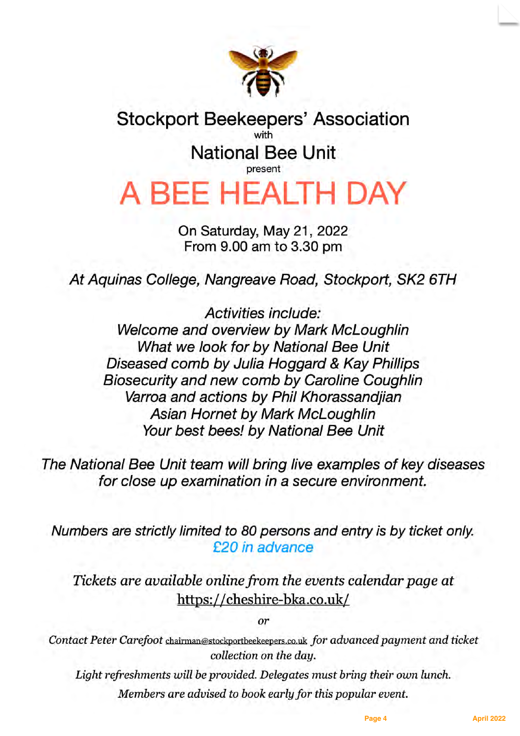Stockport Beekeepers' Association

with

National Bee Unit

present

# A BEE HEALTH DAY

On Saturday, May 21, 2022
From 9.00 am to 3.30 pm

*At Aquinas College, Nangreave Road, Stockport, SK2 6TH*

*Activities include:*
*Welcome and overview by Mark McLoughlin*
*What we look for by National Bee Unit*
*Diseased comb by Julia Hoggard & Kay Phillips*
*Biosecurity and new comb by Caroline Coughlin*
*Varroa and actions by Phil Khorassandjian*
*Asian Hornet by Mark McLoughlin*
*Your best bees! by National Bee Unit*

*The National Bee Unit team will bring live examples of key diseases for close up examination in a secure environment.*

*Numbers are strictly limited to 80 persons and entry is by ticket only.*
*£20 in advance*

*Tickets are available online from the events calendar page at* https://cheshire-bka.co.uk/

*or*

*Contact Peter Carefoot* chairman@stockportbeekeepers.co.uk *for advanced payment and ticket collection on the day.*

*Light refreshments will be provided. Delegates must bring their own lunch.*

*Members are advised to book early for this popular event.*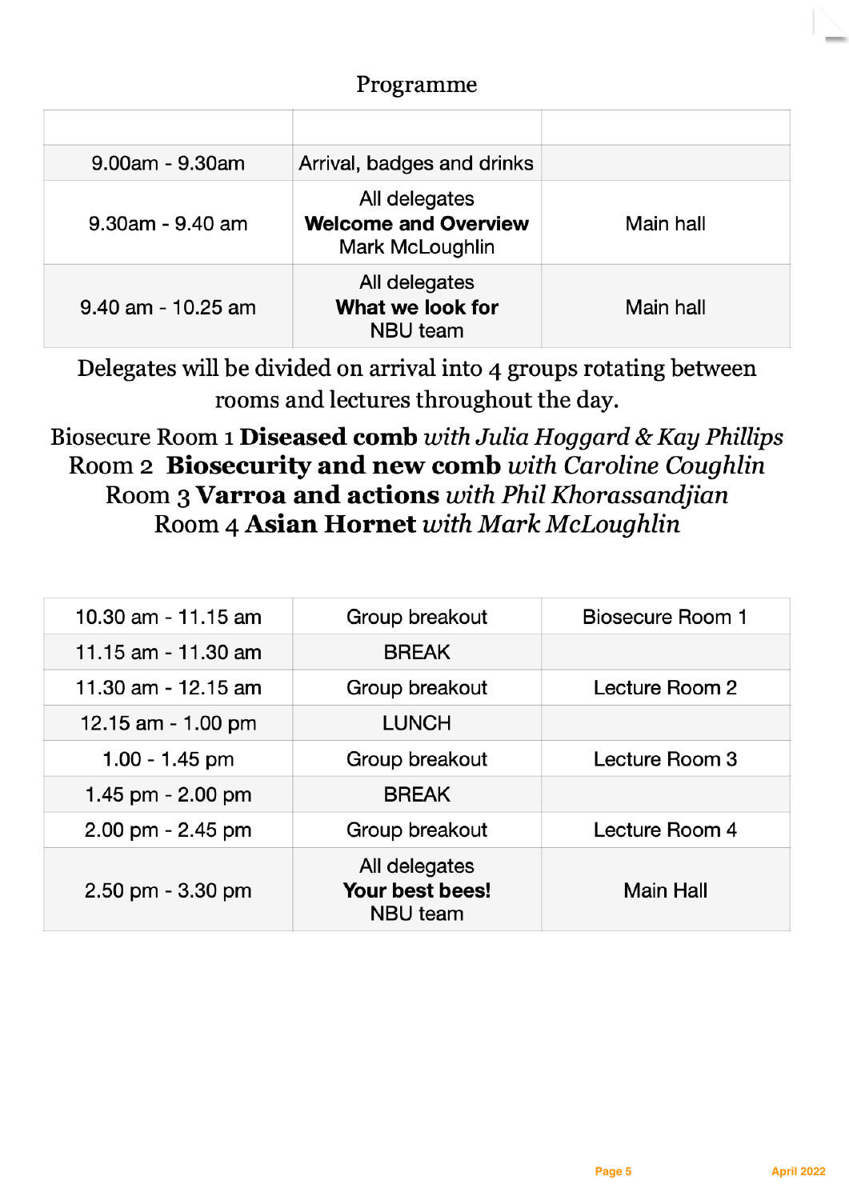# Programme

| | | |
|---|---|---|
| 9.00am - 9.30am | Arrival, badges and drinks | |
| 9.30am - 9.40 am | All delegates<br>**Welcome and Overview**<br>Mark McLoughlin | Main hall |
| 9.40 am - 10.25 am | All delegates<br>**What we look for**<br>NBU team | Main hall |

Delegates will be divided on arrival into 4 groups rotating between rooms and lectures throughout the day.

Biosecure Room 1 **Diseased comb** *with Julia Hoggard & Kay Phillips*
Room 2 **Biosecurity and new comb** *with Caroline Coughlin*
Room 3 **Varroa and actions** *with Phil Khorassandjian*
Room 4 **Asian Hornet** *with Mark McLoughlin*

| | | |
|---|---|---|
| 10.30 am - 11.15 am | Group breakout | Biosecure Room 1 |
| 11.15 am - 11.30 am | BREAK | |
| 11.30 am - 12.15 am | Group breakout | Lecture Room 2 |
| 12.15 am - 1.00 pm | LUNCH | |
| 1.00 - 1.45 pm | Group breakout | Lecture Room 3 |
| 1.45 pm - 2.00 pm | BREAK | |
| 2.00 pm - 2.45 pm | Group breakout | Lecture Room 4 |
| 2.50 pm - 3.30 pm | All delegates<br>**Your best bees!**<br>NBU team | Main Hall |